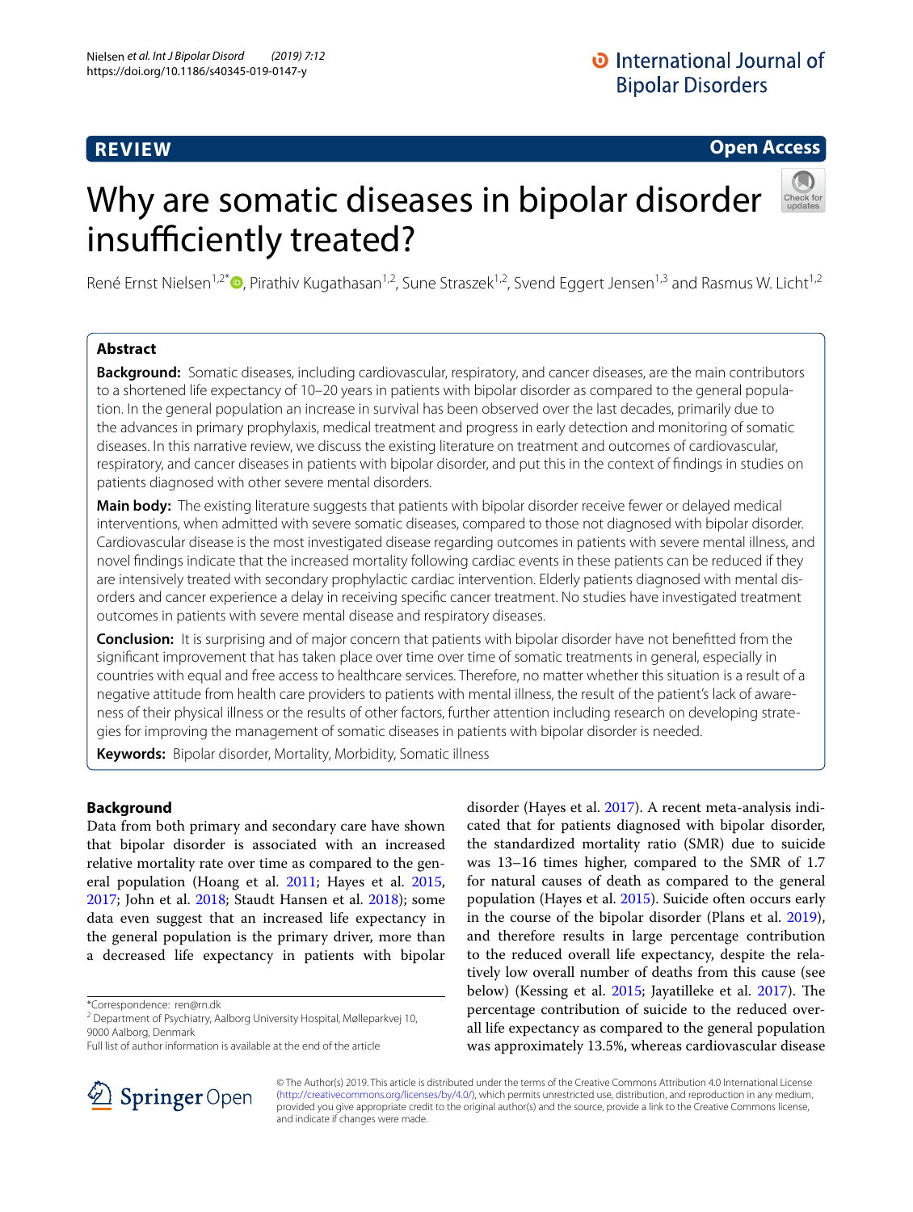REVIEW

Open Access

# Why are somatic diseases in bipolar disorder insufficiently treated?

René Ernst Nielsen[1,2*], Pirathiv Kugathasan[1,2], Sune Straszek[1,2], Svend Eggert Jensen[1,3] and Rasmus W. Licht[1,2]

## Abstract

**Background:** Somatic diseases, including cardiovascular, respiratory, and cancer diseases, are the main contributors to a shortened life expectancy of 10–20 years in patients with bipolar disorder as compared to the general population. In the general population an increase in survival has been observed over the last decades, primarily due to the advances in primary prophylaxis, medical treatment and progress in early detection and monitoring of somatic diseases. In this narrative review, we discuss the existing literature on treatment and outcomes of cardiovascular, respiratory, and cancer diseases in patients with bipolar disorder, and put this in the context of findings in studies on patients diagnosed with other severe mental disorders.

**Main body:** The existing literature suggests that patients with bipolar disorder receive fewer or delayed medical interventions, when admitted with severe somatic diseases, compared to those not diagnosed with bipolar disorder. Cardiovascular disease is the most investigated disease regarding outcomes in patients with severe mental illness, and novel findings indicate that the increased mortality following cardiac events in these patients can be reduced if they are intensively treated with secondary prophylactic cardiac intervention. Elderly patients diagnosed with mental disorders and cancer experience a delay in receiving specific cancer treatment. No studies have investigated treatment outcomes in patients with severe mental disease and respiratory diseases.

**Conclusion:** It is surprising and of major concern that patients with bipolar disorder have not benefitted from the significant improvement that has taken place over time over time of somatic treatments in general, especially in countries with equal and free access to healthcare services. Therefore, no matter whether this situation is a result of a negative attitude from health care providers to patients with mental illness, the result of the patient's lack of awareness of their physical illness or the results of other factors, further attention including research on developing strategies for improving the management of somatic diseases in patients with bipolar disorder is needed.

**Keywords:** Bipolar disorder, Mortality, Morbidity, Somatic illness

## Background

Data from both primary and secondary care have shown that bipolar disorder is associated with an increased relative mortality rate over time as compared to the general population (Hoang et al. 2011; Hayes et al. 2015, 2017; John et al. 2018; Staudt Hansen et al. 2018); some data even suggest that an increased life expectancy in the general population is the primary driver, more than a decreased life expectancy in patients with bipolar disorder (Hayes et al. 2017). A recent meta-analysis indicated that for patients diagnosed with bipolar disorder, the standardized mortality ratio (SMR) due to suicide was 13–16 times higher, compared to the SMR of 1.7 for natural causes of death as compared to the general population (Hayes et al. 2015). Suicide often occurs early in the course of the bipolar disorder (Plans et al. 2019), and therefore results in large percentage contribution to the reduced overall life expectancy, despite the relatively low overall number of deaths from this cause (see below) (Kessing et al. 2015; Jayatilleke et al. 2017). The percentage contribution of suicide to the reduced overall life expectancy as compared to the general population was approximately 13.5%, whereas cardiovascular disease

*Correspondence: ren@rn.dk

[2] Department of Psychiatry, Aalborg University Hospital, Mølleparkvej 10, 9000 Aalborg, Denmark

Full list of author information is available at the end of the article

© The Author(s) 2019. This article is distributed under the terms of the Creative Commons Attribution 4.0 International License (http://creativecommons.org/licenses/by/4.0/), which permits unrestricted use, distribution, and reproduction in any medium, provided you give appropriate credit to the original author(s) and the source, provide a link to the Creative Commons license, and indicate if changes were made.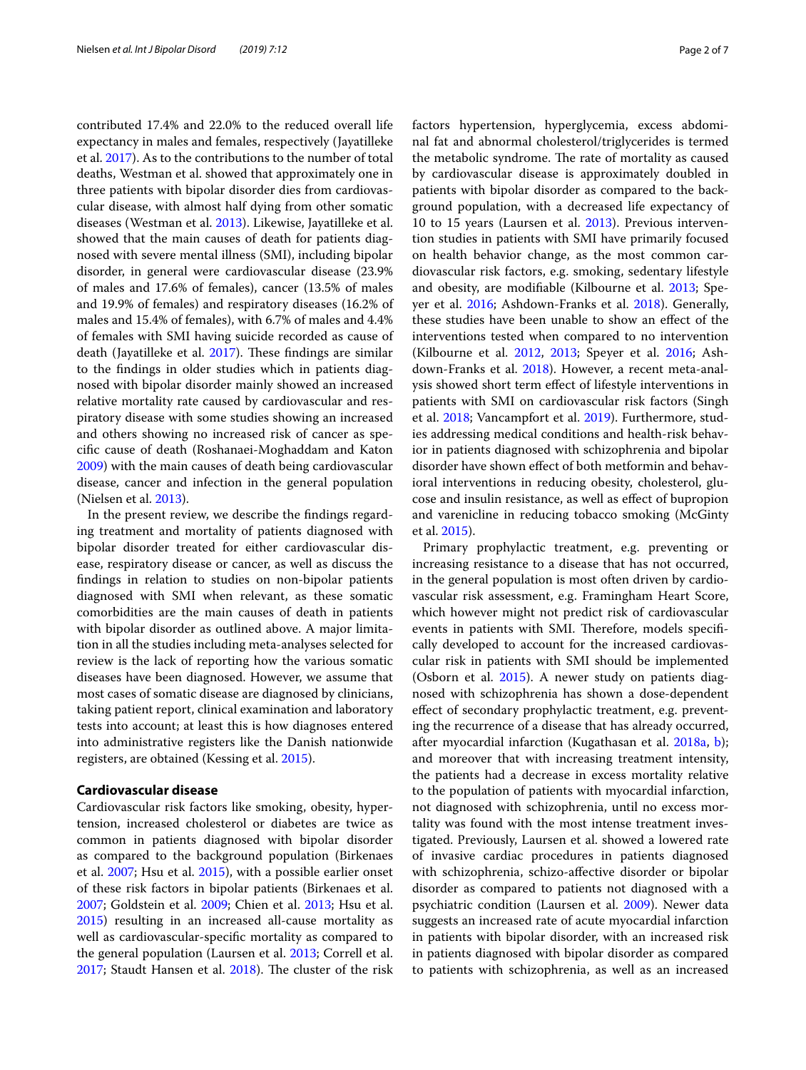contributed 17.4% and 22.0% to the reduced overall life expectancy in males and females, respectively (Jayatilleke et al. 2017). As to the contributions to the number of total deaths, Westman et al. showed that approximately one in three patients with bipolar disorder dies from cardiovascular disease, with almost half dying from other somatic diseases (Westman et al. 2013). Likewise, Jayatilleke et al. showed that the main causes of death for patients diagnosed with severe mental illness (SMI), including bipolar disorder, in general were cardiovascular disease (23.9% of males and 17.6% of females), cancer (13.5% of males and 19.9% of females) and respiratory diseases (16.2% of males and 15.4% of females), with 6.7% of males and 4.4% of females with SMI having suicide recorded as cause of death (Jayatilleke et al. 2017). These findings are similar to the findings in older studies which in patients diagnosed with bipolar disorder mainly showed an increased relative mortality rate caused by cardiovascular and respiratory disease with some studies showing an increased and others showing no increased risk of cancer as specific cause of death (Roshanaei-Moghaddam and Katon 2009) with the main causes of death being cardiovascular disease, cancer and infection in the general population (Nielsen et al. 2013).

In the present review, we describe the findings regarding treatment and mortality of patients diagnosed with bipolar disorder treated for either cardiovascular disease, respiratory disease or cancer, as well as discuss the findings in relation to studies on non-bipolar patients diagnosed with SMI when relevant, as these somatic comorbidities are the main causes of death in patients with bipolar disorder as outlined above. A major limitation in all the studies including meta-analyses selected for review is the lack of reporting how the various somatic diseases have been diagnosed. However, we assume that most cases of somatic disease are diagnosed by clinicians, taking patient report, clinical examination and laboratory tests into account; at least this is how diagnoses entered into administrative registers like the Danish nationwide registers, are obtained (Kessing et al. 2015).

## Cardiovascular disease

Cardiovascular risk factors like smoking, obesity, hypertension, increased cholesterol or diabetes are twice as common in patients diagnosed with bipolar disorder as compared to the background population (Birkenaes et al. 2007; Hsu et al. 2015), with a possible earlier onset of these risk factors in bipolar patients (Birkenaes et al. 2007; Goldstein et al. 2009; Chien et al. 2013; Hsu et al. 2015) resulting in an increased all-cause mortality as well as cardiovascular-specific mortality as compared to the general population (Laursen et al. 2013; Correll et al. 2017; Staudt Hansen et al. 2018). The cluster of the risk factors hypertension, hyperglycemia, excess abdominal fat and abnormal cholesterol/triglycerides is termed the metabolic syndrome. The rate of mortality as caused by cardiovascular disease is approximately doubled in patients with bipolar disorder as compared to the background population, with a decreased life expectancy of 10 to 15 years (Laursen et al. 2013). Previous intervention studies in patients with SMI have primarily focused on health behavior change, as the most common cardiovascular risk factors, e.g. smoking, sedentary lifestyle and obesity, are modifiable (Kilbourne et al. 2013; Speyer et al. 2016; Ashdown-Franks et al. 2018). Generally, these studies have been unable to show an effect of the interventions tested when compared to no intervention (Kilbourne et al. 2012, 2013; Speyer et al. 2016; Ashdown-Franks et al. 2018). However, a recent meta-analysis showed short term effect of lifestyle interventions in patients with SMI on cardiovascular risk factors (Singh et al. 2018; Vancampfort et al. 2019). Furthermore, studies addressing medical conditions and health-risk behavior in patients diagnosed with schizophrenia and bipolar disorder have shown effect of both metformin and behavioral interventions in reducing obesity, cholesterol, glucose and insulin resistance, as well as effect of bupropion and varenicline in reducing tobacco smoking (McGinty et al. 2015).

Primary prophylactic treatment, e.g. preventing or increasing resistance to a disease that has not occurred, in the general population is most often driven by cardiovascular risk assessment, e.g. Framingham Heart Score, which however might not predict risk of cardiovascular events in patients with SMI. Therefore, models specifically developed to account for the increased cardiovascular risk in patients with SMI should be implemented (Osborn et al. 2015). A newer study on patients diagnosed with schizophrenia has shown a dose-dependent effect of secondary prophylactic treatment, e.g. preventing the recurrence of a disease that has already occurred, after myocardial infarction (Kugathasan et al. 2018a, b); and moreover that with increasing treatment intensity, the patients had a decrease in excess mortality relative to the population of patients with myocardial infarction, not diagnosed with schizophrenia, until no excess mortality was found with the most intense treatment investigated. Previously, Laursen et al. showed a lowered rate of invasive cardiac procedures in patients diagnosed with schizophrenia, schizo-affective disorder or bipolar disorder as compared to patients not diagnosed with a psychiatric condition (Laursen et al. 2009). Newer data suggests an increased rate of acute myocardial infarction in patients with bipolar disorder, with an increased risk in patients diagnosed with bipolar disorder as compared to patients with schizophrenia, as well as an increased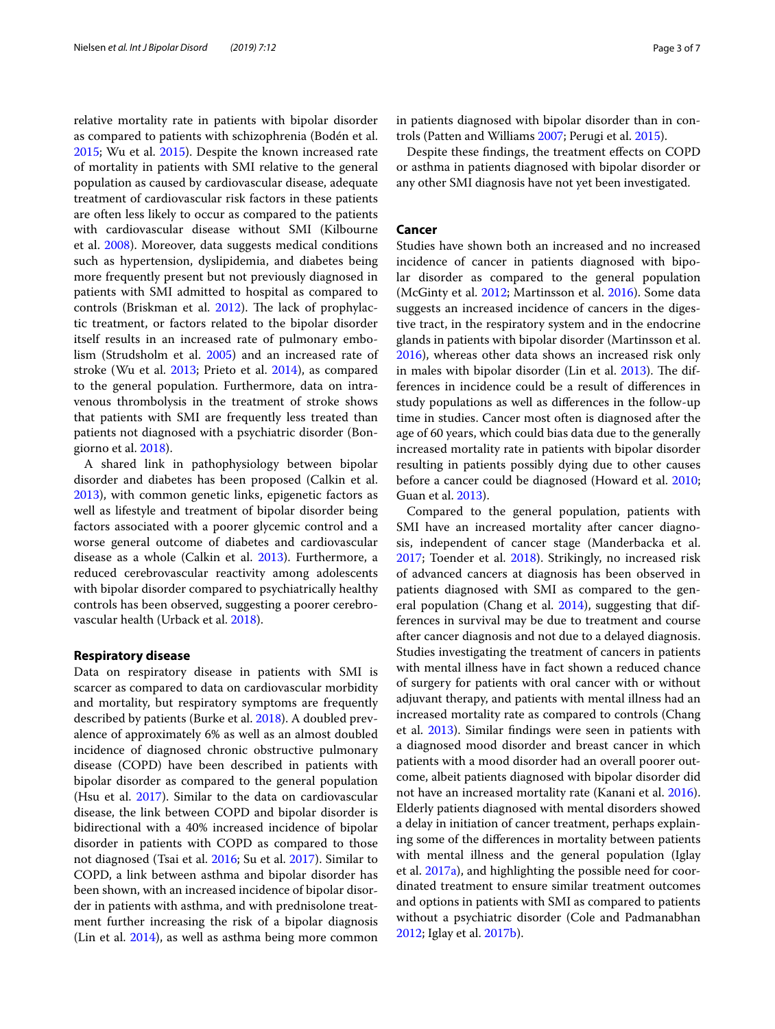relative mortality rate in patients with bipolar disorder as compared to patients with schizophrenia (Bodén et al. 2015; Wu et al. 2015). Despite the known increased rate of mortality in patients with SMI relative to the general population as caused by cardiovascular disease, adequate treatment of cardiovascular risk factors in these patients are often less likely to occur as compared to the patients with cardiovascular disease without SMI (Kilbourne et al. 2008). Moreover, data suggests medical conditions such as hypertension, dyslipidemia, and diabetes being more frequently present but not previously diagnosed in patients with SMI admitted to hospital as compared to controls (Briskman et al. 2012). The lack of prophylactic treatment, or factors related to the bipolar disorder itself results in an increased rate of pulmonary embolism (Strudsholm et al. 2005) and an increased rate of stroke (Wu et al. 2013; Prieto et al. 2014), as compared to the general population. Furthermore, data on intravenous thrombolysis in the treatment of stroke shows that patients with SMI are frequently less treated than patients not diagnosed with a psychiatric disorder (Bongiorno et al. 2018).

A shared link in pathophysiology between bipolar disorder and diabetes has been proposed (Calkin et al. 2013), with common genetic links, epigenetic factors as well as lifestyle and treatment of bipolar disorder being factors associated with a poorer glycemic control and a worse general outcome of diabetes and cardiovascular disease as a whole (Calkin et al. 2013). Furthermore, a reduced cerebrovascular reactivity among adolescents with bipolar disorder compared to psychiatrically healthy controls has been observed, suggesting a poorer cerebrovascular health (Urback et al. 2018).

## Respiratory disease

Data on respiratory disease in patients with SMI is scarcer as compared to data on cardiovascular morbidity and mortality, but respiratory symptoms are frequently described by patients (Burke et al. 2018). A doubled prevalence of approximately 6% as well as an almost doubled incidence of diagnosed chronic obstructive pulmonary disease (COPD) have been described in patients with bipolar disorder as compared to the general population (Hsu et al. 2017). Similar to the data on cardiovascular disease, the link between COPD and bipolar disorder is bidirectional with a 40% increased incidence of bipolar disorder in patients with COPD as compared to those not diagnosed (Tsai et al. 2016; Su et al. 2017). Similar to COPD, a link between asthma and bipolar disorder has been shown, with an increased incidence of bipolar disorder in patients with asthma, and with prednisolone treatment further increasing the risk of a bipolar diagnosis (Lin et al. 2014), as well as asthma being more common in patients diagnosed with bipolar disorder than in controls (Patten and Williams 2007; Perugi et al. 2015).

Despite these findings, the treatment effects on COPD or asthma in patients diagnosed with bipolar disorder or any other SMI diagnosis have not yet been investigated.

## Cancer

Studies have shown both an increased and no increased incidence of cancer in patients diagnosed with bipolar disorder as compared to the general population (McGinty et al. 2012; Martinsson et al. 2016). Some data suggests an increased incidence of cancers in the digestive tract, in the respiratory system and in the endocrine glands in patients with bipolar disorder (Martinsson et al. 2016), whereas other data shows an increased risk only in males with bipolar disorder (Lin et al. 2013). The differences in incidence could be a result of differences in study populations as well as differences in the follow-up time in studies. Cancer most often is diagnosed after the age of 60 years, which could bias data due to the generally increased mortality rate in patients with bipolar disorder resulting in patients possibly dying due to other causes before a cancer could be diagnosed (Howard et al. 2010; Guan et al. 2013).

Compared to the general population, patients with SMI have an increased mortality after cancer diagnosis, independent of cancer stage (Manderbacka et al. 2017; Toender et al. 2018). Strikingly, no increased risk of advanced cancers at diagnosis has been observed in patients diagnosed with SMI as compared to the general population (Chang et al. 2014), suggesting that differences in survival may be due to treatment and course after cancer diagnosis and not due to a delayed diagnosis. Studies investigating the treatment of cancers in patients with mental illness have in fact shown a reduced chance of surgery for patients with oral cancer with or without adjuvant therapy, and patients with mental illness had an increased mortality rate as compared to controls (Chang et al. 2013). Similar findings were seen in patients with a diagnosed mood disorder and breast cancer in which patients with a mood disorder had an overall poorer outcome, albeit patients diagnosed with bipolar disorder did not have an increased mortality rate (Kanani et al. 2016). Elderly patients diagnosed with mental disorders showed a delay in initiation of cancer treatment, perhaps explaining some of the differences in mortality between patients with mental illness and the general population (Iglay et al. 2017a), and highlighting the possible need for coordinated treatment to ensure similar treatment outcomes and options in patients with SMI as compared to patients without a psychiatric disorder (Cole and Padmanabhan 2012; Iglay et al. 2017b).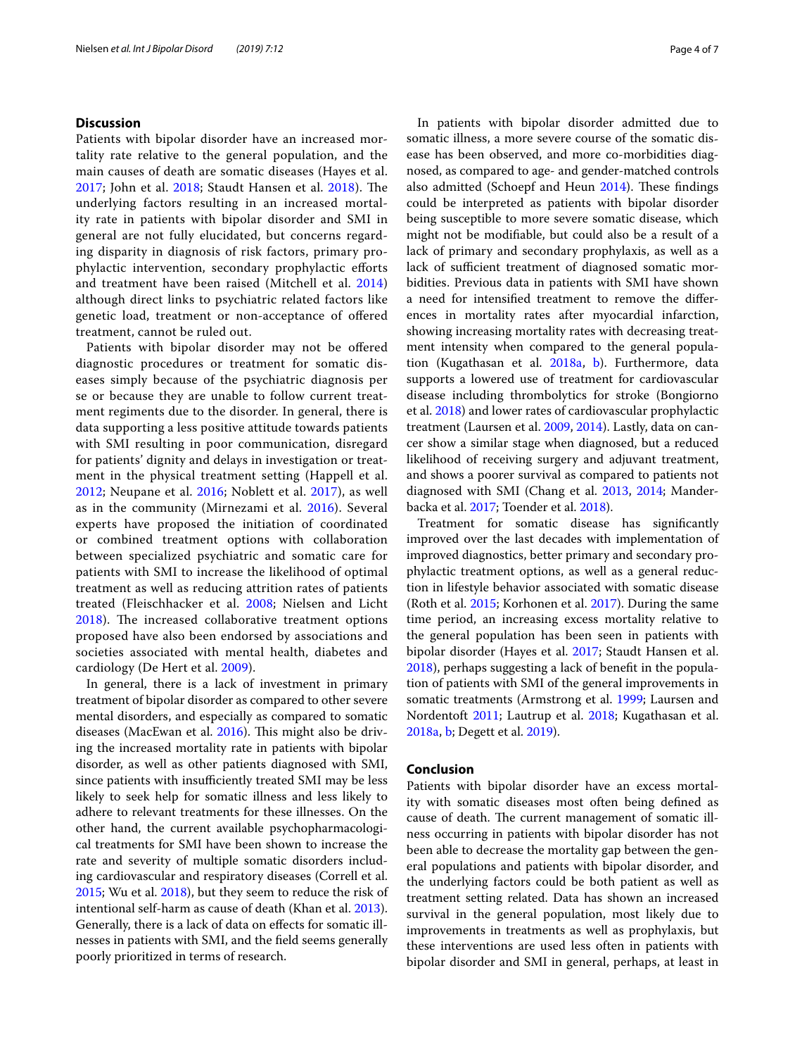## Discussion

Patients with bipolar disorder have an increased mortality rate relative to the general population, and the main causes of death are somatic diseases (Hayes et al. 2017; John et al. 2018; Staudt Hansen et al. 2018). The underlying factors resulting in an increased mortality rate in patients with bipolar disorder and SMI in general are not fully elucidated, but concerns regarding disparity in diagnosis of risk factors, primary prophylactic intervention, secondary prophylactic efforts and treatment have been raised (Mitchell et al. 2014) although direct links to psychiatric related factors like genetic load, treatment or non-acceptance of offered treatment, cannot be ruled out.

Patients with bipolar disorder may not be offered diagnostic procedures or treatment for somatic diseases simply because of the psychiatric diagnosis per se or because they are unable to follow current treatment regiments due to the disorder. In general, there is data supporting a less positive attitude towards patients with SMI resulting in poor communication, disregard for patients' dignity and delays in investigation or treatment in the physical treatment setting (Happell et al. 2012; Neupane et al. 2016; Noblett et al. 2017), as well as in the community (Mirnezami et al. 2016). Several experts have proposed the initiation of coordinated or combined treatment options with collaboration between specialized psychiatric and somatic care for patients with SMI to increase the likelihood of optimal treatment as well as reducing attrition rates of patients treated (Fleischhacker et al. 2008; Nielsen and Licht 2018). The increased collaborative treatment options proposed have also been endorsed by associations and societies associated with mental health, diabetes and cardiology (De Hert et al. 2009).

In general, there is a lack of investment in primary treatment of bipolar disorder as compared to other severe mental disorders, and especially as compared to somatic diseases (MacEwan et al. 2016). This might also be driving the increased mortality rate in patients with bipolar disorder, as well as other patients diagnosed with SMI, since patients with insufficiently treated SMI may be less likely to seek help for somatic illness and less likely to adhere to relevant treatments for these illnesses. On the other hand, the current available psychopharmacological treatments for SMI have been shown to increase the rate and severity of multiple somatic disorders including cardiovascular and respiratory diseases (Correll et al. 2015; Wu et al. 2018), but they seem to reduce the risk of intentional self-harm as cause of death (Khan et al. 2013). Generally, there is a lack of data on effects for somatic illnesses in patients with SMI, and the field seems generally poorly prioritized in terms of research.

In patients with bipolar disorder admitted due to somatic illness, a more severe course of the somatic disease has been observed, and more co-morbidities diagnosed, as compared to age- and gender-matched controls also admitted (Schoepf and Heun 2014). These findings could be interpreted as patients with bipolar disorder being susceptible to more severe somatic disease, which might not be modifiable, but could also be a result of a lack of primary and secondary prophylaxis, as well as a lack of sufficient treatment of diagnosed somatic morbidities. Previous data in patients with SMI have shown a need for intensified treatment to remove the differences in mortality rates after myocardial infarction, showing increasing mortality rates with decreasing treatment intensity when compared to the general population (Kugathasan et al. 2018a, b). Furthermore, data supports a lowered use of treatment for cardiovascular disease including thrombolytics for stroke (Bongiorno et al. 2018) and lower rates of cardiovascular prophylactic treatment (Laursen et al. 2009, 2014). Lastly, data on cancer show a similar stage when diagnosed, but a reduced likelihood of receiving surgery and adjuvant treatment, and shows a poorer survival as compared to patients not diagnosed with SMI (Chang et al. 2013, 2014; Manderbacka et al. 2017; Toender et al. 2018).

Treatment for somatic disease has significantly improved over the last decades with implementation of improved diagnostics, better primary and secondary prophylactic treatment options, as well as a general reduction in lifestyle behavior associated with somatic disease (Roth et al. 2015; Korhonen et al. 2017). During the same time period, an increasing excess mortality relative to the general population has been seen in patients with bipolar disorder (Hayes et al. 2017; Staudt Hansen et al. 2018), perhaps suggesting a lack of benefit in the population of patients with SMI of the general improvements in somatic treatments (Armstrong et al. 1999; Laursen and Nordentoft 2011; Lautrup et al. 2018; Kugathasan et al. 2018a, b; Degett et al. 2019).

## Conclusion

Patients with bipolar disorder have an excess mortality with somatic diseases most often being defined as cause of death. The current management of somatic illness occurring in patients with bipolar disorder has not been able to decrease the mortality gap between the general populations and patients with bipolar disorder, and the underlying factors could be both patient as well as treatment setting related. Data has shown an increased survival in the general population, most likely due to improvements in treatments as well as prophylaxis, but these interventions are used less often in patients with bipolar disorder and SMI in general, perhaps, at least in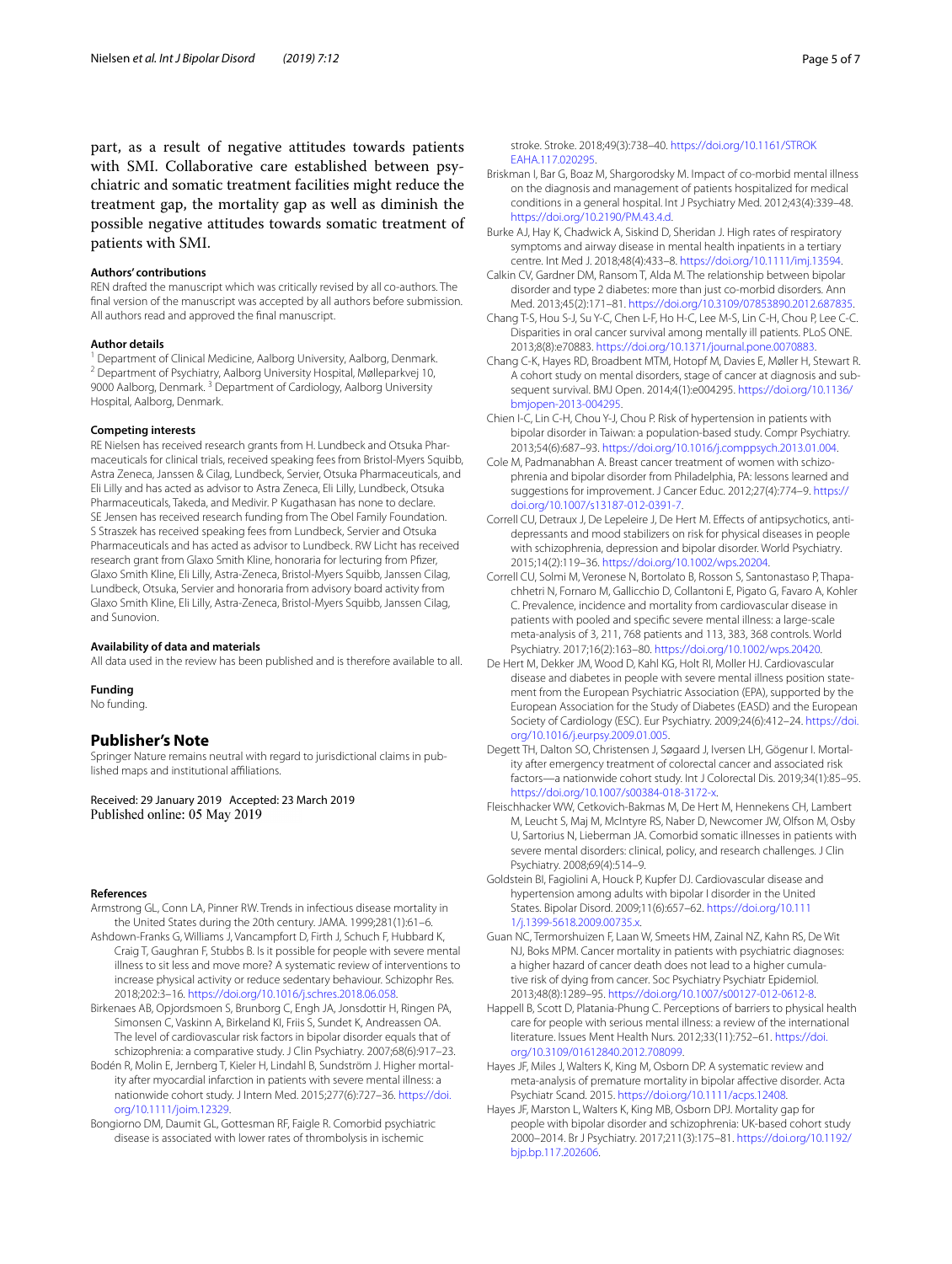part, as a result of negative attitudes towards patients with SMI. Collaborative care established between psychiatric and somatic treatment facilities might reduce the treatment gap, the mortality gap as well as diminish the possible negative attitudes towards somatic treatment of patients with SMI.

#### Authors' contributions

REN drafted the manuscript which was critically revised by all co-authors. The final version of the manuscript was accepted by all authors before submission. All authors read and approved the final manuscript.

#### Author details

[1] Department of Clinical Medicine, Aalborg University, Aalborg, Denmark. [2] Department of Psychiatry, Aalborg University Hospital, Mølleparkvej 10, 9000 Aalborg, Denmark. [3] Department of Cardiology, Aalborg University Hospital, Aalborg, Denmark.

#### Competing interests

RE Nielsen has received research grants from H. Lundbeck and Otsuka Pharmaceuticals for clinical trials, received speaking fees from Bristol-Myers Squibb, Astra Zeneca, Janssen & Cilag, Lundbeck, Servier, Otsuka Pharmaceuticals, and Eli Lilly and has acted as advisor to Astra Zeneca, Eli Lilly, Lundbeck, Otsuka Pharmaceuticals, Takeda, and Medivir. P Kugathasan has none to declare. SE Jensen has received research funding from The Obel Family Foundation. S Straszek has received speaking fees from Lundbeck, Servier and Otsuka Pharmaceuticals and has acted as advisor to Lundbeck. RW Licht has received research grant from Glaxo Smith Kline, honoraria for lecturing from Pfizer, Glaxo Smith Kline, Eli Lilly, Astra-Zeneca, Bristol-Myers Squibb, Janssen Cilag, Lundbeck, Otsuka, Servier and honoraria from advisory board activity from Glaxo Smith Kline, Eli Lilly, Astra-Zeneca, Bristol-Myers Squibb, Janssen Cilag, and Sunovion.

#### Availability of data and materials

All data used in the review has been published and is therefore available to all.

#### Funding

No funding.

### Publisher's Note

Springer Nature remains neutral with regard to jurisdictional claims in published maps and institutional affiliations.

Received: 29 January 2019 Accepted: 23 March 2019
Published online: 05 May 2019

#### References

Armstrong GL, Conn LA, Pinner RW. Trends in infectious disease mortality in the United States during the 20th century. JAMA. 1999;281(1):61–6.

Ashdown-Franks G, Williams J, Vancampfort D, Firth J, Schuch F, Hubbard K, Craig T, Gaughran F, Stubbs B. Is it possible for people with severe mental illness to sit less and move more? A systematic review of interventions to increase physical activity or reduce sedentary behaviour. Schizophr Res. 2018;202:3–16. https://doi.org/10.1016/j.schres.2018.06.058.

Birkenaes AB, Opjordsmoen S, Brunborg C, Engh JA, Jonsdottir H, Ringen PA, Simonsen C, Vaskinn A, Birkeland KI, Friis S, Sundet K, Andreassen OA. The level of cardiovascular risk factors in bipolar disorder equals that of schizophrenia: a comparative study. J Clin Psychiatry. 2007;68(6):917–23.

Bodén R, Molin E, Jernberg T, Kieler H, Lindahl B, Sundström J. Higher mortality after myocardial infarction in patients with severe mental illness: a nationwide cohort study. J Intern Med. 2015;277(6):727–36. https://doi.org/10.1111/joim.12329.

Bongiorno DM, Daumit GL, Gottesman RF, Faigle R. Comorbid psychiatric disease is associated with lower rates of thrombolysis in ischemic stroke. Stroke. 2018;49(3):738–40. https://doi.org/10.1161/STROKEAHA.117.020295.

Briskman I, Bar G, Boaz M, Shargorodsky M. Impact of co-morbid mental illness on the diagnosis and management of patients hospitalized for medical conditions in a general hospital. Int J Psychiatry Med. 2012;43(4):339–48. https://doi.org/10.2190/PM.43.4.d.

Burke AJ, Hay K, Chadwick A, Siskind D, Sheridan J. High rates of respiratory symptoms and airway disease in mental health inpatients in a tertiary centre. Int Med J. 2018;48(4):433–8. https://doi.org/10.1111/imj.13594.

Calkin CV, Gardner DM, Ransom T, Alda M. The relationship between bipolar disorder and type 2 diabetes: more than just co-morbid disorders. Ann Med. 2013;45(2):171–81. https://doi.org/10.3109/07853890.2012.687835.

Chang T-S, Hou S-J, Su Y-C, Chen L-F, Ho H-C, Lee M-S, Lin C-H, Chou P, Lee C-C. Disparities in oral cancer survival among mentally ill patients. PLoS ONE. 2013;8(8):e70883. https://doi.org/10.1371/journal.pone.0070883.

Chang C-K, Hayes RD, Broadbent MTM, Hotopf M, Davies E, Møller H, Stewart R. A cohort study on mental disorders, stage of cancer at diagnosis and subsequent survival. BMJ Open. 2014;4(1):e004295. https://doi.org/10.1136/bmjopen-2013-004295.

Chien I-C, Lin C-H, Chou Y-J, Chou P. Risk of hypertension in patients with bipolar disorder in Taiwan: a population-based study. Compr Psychiatry. 2013;54(6):687–93. https://doi.org/10.1016/j.comppsych.2013.01.004.

Cole M, Padmanabhan A. Breast cancer treatment of women with schizophrenia and bipolar disorder from Philadelphia, PA: lessons learned and suggestions for improvement. J Cancer Educ. 2012;27(4):774–9. https://doi.org/10.1007/s13187-012-0391-7.

Correll CU, Detraux J, De Lepeleire J, De Hert M. Effects of antipsychotics, antidepressants and mood stabilizers on risk for physical diseases in people with schizophrenia, depression and bipolar disorder. World Psychiatry. 2015;14(2):119–36. https://doi.org/10.1002/wps.20204.

Correll CU, Solmi M, Veronese N, Bortolato B, Rosson S, Santonastaso P, Thapa-chhetri N, Fornaro M, Gallicchio D, Collantoni E, Pigato G, Favaro A, Kohler C. Prevalence, incidence and mortality from cardiovascular disease in patients with pooled and specific severe mental illness: a large-scale meta-analysis of 3, 211, 768 patients and 113, 383, 368 controls. World Psychiatry. 2017;16(2):163–80. https://doi.org/10.1002/wps.20420.

De Hert M, Dekker JM, Wood D, Kahl KG, Holt RI, Moller HJ. Cardiovascular disease and diabetes in people with severe mental illness position statement from the European Psychiatric Association (EPA), supported by the European Association for the Study of Diabetes (EASD) and the European Society of Cardiology (ESC). Eur Psychiatry. 2009;24(6):412–24. https://doi.org/10.1016/j.eurpsy.2009.01.005.

Degett TH, Dalton SO, Christensen J, Søgaard J, Iversen LH, Gögenur I. Mortality after emergency treatment of colorectal cancer and associated risk factors—a nationwide cohort study. Int J Colorectal Dis. 2019;34(1):85–95. https://doi.org/10.1007/s00384-018-3172-x.

Fleischhacker WW, Cetkovich-Bakmas M, De Hert M, Hennekens CH, Lambert M, Leucht S, Maj M, McIntyre RS, Naber D, Newcomer JW, Olfson M, Osby U, Sartorius N, Lieberman JA. Comorbid somatic illnesses in patients with severe mental disorders: clinical, policy, and research challenges. J Clin Psychiatry. 2008;69(4):514–9.

Goldstein BI, Fagiolini A, Houck P, Kupfer DJ. Cardiovascular disease and hypertension among adults with bipolar I disorder in the United States. Bipolar Disord. 2009;11(6):657–62. https://doi.org/10.1111/j.1399-5618.2009.00735.x.

Guan NC, Termorshuizen F, Laan W, Smeets HM, Zainal NZ, Kahn RS, De Wit NJ, Boks MPM. Cancer mortality in patients with psychiatric diagnoses: a higher hazard of cancer death does not lead to a higher cumulative risk of dying from cancer. Soc Psychiatry Psychiatr Epidemiol. 2013;48(8):1289–95. https://doi.org/10.1007/s00127-012-0612-8.

Happell B, Scott D, Platania-Phung C. Perceptions of barriers to physical health care for people with serious mental illness: a review of the international literature. Issues Ment Health Nurs. 2012;33(11):752–61. https://doi.org/10.3109/01612840.2012.708099.

Hayes JF, Miles J, Walters K, King M, Osborn DP. A systematic review and meta-analysis of premature mortality in bipolar affective disorder. Acta Psychiatr Scand. 2015. https://doi.org/10.1111/acps.12408.

Hayes JF, Marston L, Walters K, King MB, Osborn DPJ. Mortality gap for people with bipolar disorder and schizophrenia: UK-based cohort study 2000–2014. Br J Psychiatry. 2017;211(3):175–81. https://doi.org/10.1192/bjp.bp.117.202606.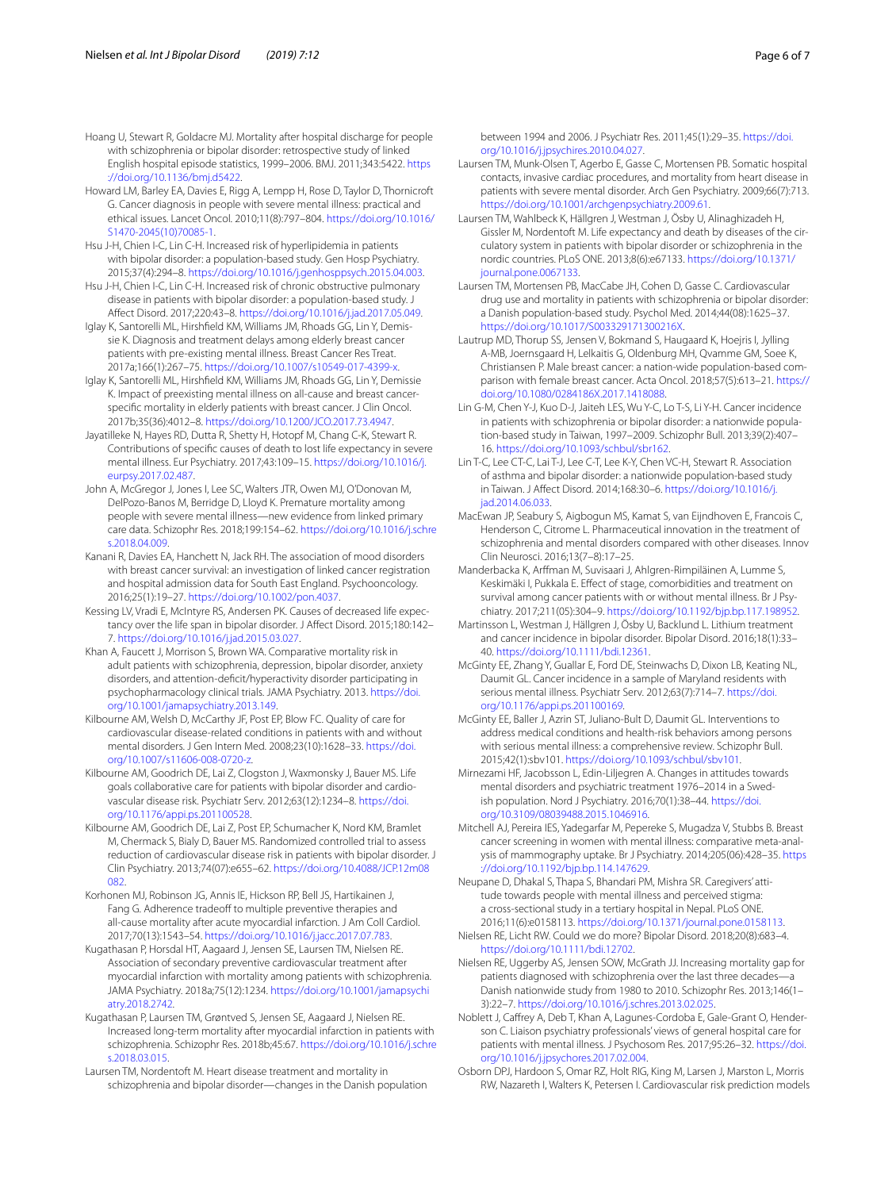Hoang U, Stewart R, Goldacre MJ. Mortality after hospital discharge for people with schizophrenia or bipolar disorder: retrospective study of linked English hospital episode statistics, 1999–2006. BMJ. 2011;343:5422. https://doi.org/10.1136/bmj.d5422.

Howard LM, Barley EA, Davies E, Rigg A, Lempp H, Rose D, Taylor D, Thornicroft G. Cancer diagnosis in people with severe mental illness: practical and ethical issues. Lancet Oncol. 2010;11(8):797–804. https://doi.org/10.1016/S1470-2045(10)70085-1.

Hsu J-H, Chien I-C, Lin C-H. Increased risk of hyperlipidemia in patients with bipolar disorder: a population-based study. Gen Hosp Psychiatry. 2015;37(4):294–8. https://doi.org/10.1016/j.genhosppsych.2015.04.003.

Hsu J-H, Chien I-C, Lin C-H. Increased risk of chronic obstructive pulmonary disease in patients with bipolar disorder: a population-based study. J Affect Disord. 2017;220:43–8. https://doi.org/10.1016/j.jad.2017.05.049.

Iglay K, Santorelli ML, Hirshfield KM, Williams JM, Rhoads GG, Lin Y, Demissie K. Diagnosis and treatment delays among elderly breast cancer patients with pre-existing mental illness. Breast Cancer Res Treat. 2017a;166(1):267–75. https://doi.org/10.1007/s10549-017-4399-x.

Iglay K, Santorelli ML, Hirshfield KM, Williams JM, Rhoads GG, Lin Y, Demissie K. Impact of preexisting mental illness on all-cause and breast cancer-specific mortality in elderly patients with breast cancer. J Clin Oncol. 2017b;35(36):4012–8. https://doi.org/10.1200/JCO.2017.73.4947.

Jayatilleke N, Hayes RD, Dutta R, Shetty H, Hotopf M, Chang C-K, Stewart R. Contributions of specific causes of death to lost life expectancy in severe mental illness. Eur Psychiatry. 2017;43:109–15. https://doi.org/10.1016/j.eurpsy.2017.02.487.

John A, McGregor J, Jones I, Lee SC, Walters JTR, Owen MJ, O'Donovan M, DelPozo-Banos M, Berridge D, Lloyd K. Premature mortality among people with severe mental illness—new evidence from linked primary care data. Schizophr Res. 2018;199:154–62. https://doi.org/10.1016/j.schres.2018.04.009.

Kanani R, Davies EA, Hanchett N, Jack RH. The association of mood disorders with breast cancer survival: an investigation of linked cancer registration and hospital admission data for South East England. Psychooncology. 2016;25(1):19–27. https://doi.org/10.1002/pon.4037.

Kessing LV, Vradi E, McIntyre RS, Andersen PK. Causes of decreased life expectancy over the life span in bipolar disorder. J Affect Disord. 2015;180:142–7. https://doi.org/10.1016/j.jad.2015.03.027.

Khan A, Faucett J, Morrison S, Brown WA. Comparative mortality risk in adult patients with schizophrenia, depression, bipolar disorder, anxiety disorders, and attention-deficit/hyperactivity disorder participating in psychopharmacology clinical trials. JAMA Psychiatry. 2013. https://doi.org/10.1001/jamapsychiatry.2013.149.

Kilbourne AM, Welsh D, McCarthy JF, Post EP, Blow FC. Quality of care for cardiovascular disease-related conditions in patients with and without mental disorders. J Gen Intern Med. 2008;23(10):1628–33. https://doi.org/10.1007/s11606-008-0720-z.

Kilbourne AM, Goodrich DE, Lai Z, Clogston J, Waxmonsky J, Bauer MS. Life goals collaborative care for patients with bipolar disorder and cardiovascular disease risk. Psychiatr Serv. 2012;63(12):1234–8. https://doi.org/10.1176/appi.ps.201100528.

Kilbourne AM, Goodrich DE, Lai Z, Post EP, Schumacher K, Nord KM, Bramlet M, Chermack S, Bialy D, Bauer MS. Randomized controlled trial to assess reduction of cardiovascular disease risk in patients with bipolar disorder. J Clin Psychiatry. 2013;74(07):e655–62. https://doi.org/10.4088/JCP.12m08082.

Korhonen MJ, Robinson JG, Annis IE, Hickson RP, Bell JS, Hartikainen J, Fang G. Adherence tradeoff to multiple preventive therapies and all-cause mortality after acute myocardial infarction. J Am Coll Cardiol. 2017;70(13):1543–54. https://doi.org/10.1016/j.jacc.2017.07.783.

Kugathasan P, Horsdal HT, Aagaard J, Jensen SE, Laursen TM, Nielsen RE. Association of secondary preventive cardiovascular treatment after myocardial infarction with mortality among patients with schizophrenia. JAMA Psychiatry. 2018a;75(12):1234. https://doi.org/10.1001/jamapsychiatry.2018.2742.

Kugathasan P, Laursen TM, Grøntved S, Jensen SE, Aagaard J, Nielsen RE. Increased long-term mortality after myocardial infarction in patients with schizophrenia. Schizophr Res. 2018b;45:67. https://doi.org/10.1016/j.schres.2018.03.015.

Laursen TM, Nordentoft M. Heart disease treatment and mortality in schizophrenia and bipolar disorder—changes in the Danish population between 1994 and 2006. J Psychiatr Res. 2011;45(1):29–35. https://doi.org/10.1016/j.jpsychires.2010.04.027.

Laursen TM, Munk-Olsen T, Agerbo E, Gasse C, Mortensen PB. Somatic hospital contacts, invasive cardiac procedures, and mortality from heart disease in patients with severe mental disorder. Arch Gen Psychiatry. 2009;66(7):713. https://doi.org/10.1001/archgenpsychiatry.2009.61.

Laursen TM, Wahlbeck K, Hällgren J, Westman J, Ösby U, Alinaghizadeh H, Gissler M, Nordentoft M. Life expectancy and death by diseases of the circulatory system in patients with bipolar disorder or schizophrenia in the nordic countries. PLoS ONE. 2013;8(6):e67133. https://doi.org/10.1371/journal.pone.0067133.

Laursen TM, Mortensen PB, MacCabe JH, Cohen D, Gasse C. Cardiovascular drug use and mortality in patients with schizophrenia or bipolar disorder: a Danish population-based study. Psychol Med. 2014;44(08):1625–37. https://doi.org/10.1017/S003329171300216X.

Lautrup MD, Thorup SS, Jensen V, Bokmand S, Haugaard K, Hoejris I, Jylling A-MB, Joernsgaard H, Lelkaitis G, Oldenburg MH, Qvamme GM, Soee K, Christiansen P. Male breast cancer: a nation-wide population-based comparison with female breast cancer. Acta Oncol. 2018;57(5):613–21. https://doi.org/10.1080/0284186X.2017.1418088.

Lin G-M, Chen Y-J, Kuo D-J, Jaiteh LES, Wu Y-C, Lo T-S, Li Y-H. Cancer incidence in patients with schizophrenia or bipolar disorder: a nationwide population-based study in Taiwan, 1997–2009. Schizophr Bull. 2013;39(2):407–16. https://doi.org/10.1093/schbul/sbr162.

Lin T-C, Lee CT-C, Lai T-J, Lee C-T, Lee K-Y, Chen VC-H, Stewart R. Association of asthma and bipolar disorder: a nationwide population-based study in Taiwan. J Affect Disord. 2014;168:30–6. https://doi.org/10.1016/j.jad.2014.06.033.

MacEwan JP, Seabury S, Aigbogun MS, Kamat S, van Eijndhoven E, Francois C, Henderson C, Citrome L. Pharmaceutical innovation in the treatment of schizophrenia and mental disorders compared with other diseases. Innov Clin Neurosci. 2016;13(7–8):17–25.

Manderbacka K, Arffman M, Suvisaari J, Ahlgren-Rimpiläinen A, Lumme S, Keskimäki I, Pukkala E. Effect of stage, comorbidities and treatment on survival among cancer patients with or without mental illness. Br J Psychiatry. 2017;211(05):304–9. https://doi.org/10.1192/bjp.bp.117.198952.

Martinsson L, Westman J, Hällgren J, Ösby U, Backlund L. Lithium treatment and cancer incidence in bipolar disorder. Bipolar Disord. 2016;18(1):33–40. https://doi.org/10.1111/bdi.12361.

McGinty EE, Zhang Y, Guallar E, Ford DE, Steinwachs D, Dixon LB, Keating NL, Daumit GL. Cancer incidence in a sample of Maryland residents with serious mental illness. Psychiatr Serv. 2012;63(7):714–7. https://doi.org/10.1176/appi.ps.201100169.

McGinty EE, Baller J, Azrin ST, Juliano-Bult D, Daumit GL. Interventions to address medical conditions and health-risk behaviors among persons with serious mental illness: a comprehensive review. Schizophr Bull. 2015;42(1):sbv101. https://doi.org/10.1093/schbul/sbv101.

Mirnezami HF, Jacobsson L, Edin-Liljegren A. Changes in attitudes towards mental disorders and psychiatric treatment 1976–2014 in a Swedish population. Nord J Psychiatry. 2016;70(1):38–44. https://doi.org/10.3109/08039488.2015.1046916.

Mitchell AJ, Pereira IES, Yadegarfar M, Pepereke S, Mugadza V, Stubbs B. Breast cancer screening in women with mental illness: comparative meta-analysis of mammography uptake. Br J Psychiatry. 2014;205(06):428–35. https://doi.org/10.1192/bjp.bp.114.147629.

Neupane D, Dhakal S, Thapa S, Bhandari PM, Mishra SR. Caregivers' attitude towards people with mental illness and perceived stigma: a cross-sectional study in a tertiary hospital in Nepal. PLoS ONE. 2016;11(6):e0158113. https://doi.org/10.1371/journal.pone.0158113.

Nielsen RE, Licht RW. Could we do more? Bipolar Disord. 2018;20(8):683–4. https://doi.org/10.1111/bdi.12702.

Nielsen RE, Uggerby AS, Jensen SOW, McGrath JJ. Increasing mortality gap for patients diagnosed with schizophrenia over the last three decades—a Danish nationwide study from 1980 to 2010. Schizophr Res. 2013;146(1–3):22–7. https://doi.org/10.1016/j.schres.2013.02.025.

Noblett J, Caffrey A, Deb T, Khan A, Lagunes-Cordoba E, Gale-Grant O, Henderson C. Liaison psychiatry professionals' views of general hospital care for patients with mental illness. J Psychosom Res. 2017;95:26–32. https://doi.org/10.1016/j.jpsychores.2017.02.004.

Osborn DPJ, Hardoon S, Omar RZ, Holt RIG, King M, Larsen J, Marston L, Morris RW, Nazareth I, Walters K, Petersen I. Cardiovascular risk prediction models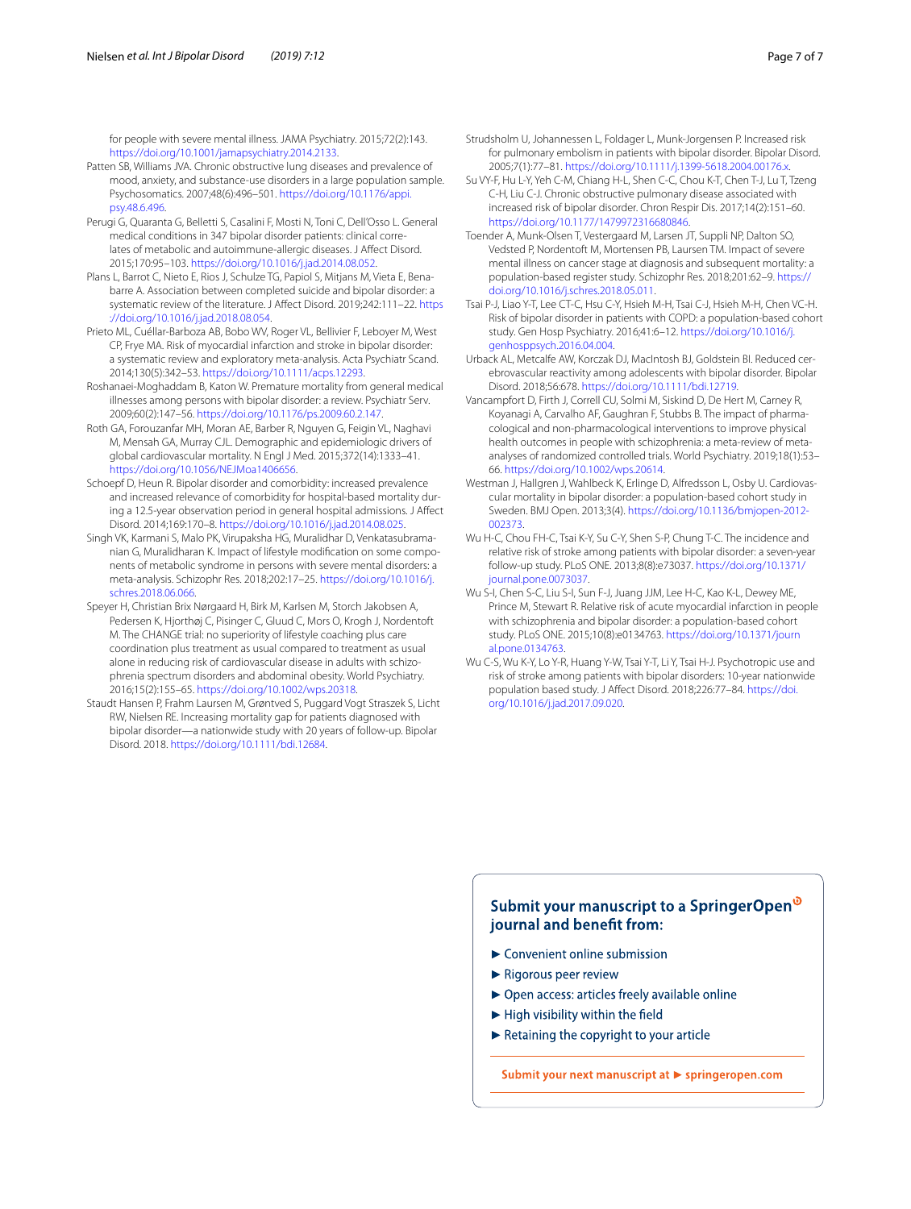for people with severe mental illness. JAMA Psychiatry. 2015;72(2):143. https://doi.org/10.1001/jamapsychiatry.2014.2133.

Patten SB, Williams JVA. Chronic obstructive lung diseases and prevalence of mood, anxiety, and substance-use disorders in a large population sample. Psychosomatics. 2007;48(6):496–501. https://doi.org/10.1176/appi.psy.48.6.496.

Perugi G, Quaranta G, Belletti S, Casalini F, Mosti N, Toni C, Dell'Osso L. General medical conditions in 347 bipolar disorder patients: clinical correlates of metabolic and autoimmune-allergic diseases. J Affect Disord. 2015;170:95–103. https://doi.org/10.1016/j.jad.2014.08.052.

Plans L, Barrot C, Nieto E, Rios J, Schulze TG, Papiol S, Mitjans M, Vieta E, Benabarre A. Association between completed suicide and bipolar disorder: a systematic review of the literature. J Affect Disord. 2019;242:111–22. https://doi.org/10.1016/j.jad.2018.08.054.

Prieto ML, Cuéllar-Barboza AB, Bobo WV, Roger VL, Bellivier F, Leboyer M, West CP, Frye MA. Risk of myocardial infarction and stroke in bipolar disorder: a systematic review and exploratory meta-analysis. Acta Psychiatr Scand. 2014;130(5):342–53. https://doi.org/10.1111/acps.12293.

Roshanaei-Moghaddam B, Katon W. Premature mortality from general medical illnesses among persons with bipolar disorder: a review. Psychiatr Serv. 2009;60(2):147–56. https://doi.org/10.1176/ps.2009.60.2.147.

Roth GA, Forouzanfar MH, Moran AE, Barber R, Nguyen G, Feigin VL, Naghavi M, Mensah GA, Murray CJL. Demographic and epidemiologic drivers of global cardiovascular mortality. N Engl J Med. 2015;372(14):1333–41. https://doi.org/10.1056/NEJMoa1406656.

Schoepf D, Heun R. Bipolar disorder and comorbidity: increased prevalence and increased relevance of comorbidity for hospital-based mortality during a 12.5-year observation period in general hospital admissions. J Affect Disord. 2014;169:170–8. https://doi.org/10.1016/j.jad.2014.08.025.

Singh VK, Karmani S, Malo PK, Virupaksha HG, Muralidhar D, Venkatasubramanian G, Muralidharan K. Impact of lifestyle modification on some components of metabolic syndrome in persons with severe mental disorders: a meta-analysis. Schizophr Res. 2018;202:17–25. https://doi.org/10.1016/j.schres.2018.06.066.

Speyer H, Christian Brix Nørgaard H, Birk M, Karlsen M, Storch Jakobsen A, Pedersen K, Hjorthøj C, Pisinger C, Gluud C, Mors O, Krogh J, Nordentoft M. The CHANGE trial: no superiority of lifestyle coaching plus care coordination plus treatment as usual compared to treatment as usual alone in reducing risk of cardiovascular disease in adults with schizophrenia spectrum disorders and abdominal obesity. World Psychiatry. 2016;15(2):155–65. https://doi.org/10.1002/wps.20318.

Staudt Hansen P, Frahm Laursen M, Grøntved S, Puggard Vogt Straszek S, Licht RW, Nielsen RE. Increasing mortality gap for patients diagnosed with bipolar disorder—a nationwide study with 20 years of follow-up. Bipolar Disord. 2018. https://doi.org/10.1111/bdi.12684.

Strudsholm U, Johannessen L, Foldager L, Munk-Jorgensen P. Increased risk for pulmonary embolism in patients with bipolar disorder. Bipolar Disord. 2005;7(1):77–81. https://doi.org/10.1111/j.1399-5618.2004.00176.x.

Su VY-F, Hu L-Y, Yeh C-M, Chiang H-L, Shen C-C, Chou K-T, Chen T-J, Lu T, Tzeng C-H, Liu C-J. Chronic obstructive pulmonary disease associated with increased risk of bipolar disorder. Chron Respir Dis. 2017;14(2):151–60. https://doi.org/10.1177/1479972316680846.

Toender A, Munk-Olsen T, Vestergaard M, Larsen JT, Suppli NP, Dalton SO, Vedsted P, Nordentoft M, Mortensen PB, Laursen TM. Impact of severe mental illness on cancer stage at diagnosis and subsequent mortality: a population-based register study. Schizophr Res. 2018;201:62–9. https://doi.org/10.1016/j.schres.2018.05.011.

Tsai P-J, Liao Y-T, Lee CT-C, Hsu C-Y, Hsieh M-H, Tsai C-J, Hsieh M-H, Chen VC-H. Risk of bipolar disorder in patients with COPD: a population-based cohort study. Gen Hosp Psychiatry. 2016;41:6–12. https://doi.org/10.1016/j.genhosppsych.2016.04.004.

Urback AL, Metcalfe AW, Korczak DJ, MacIntosh BJ, Goldstein BI. Reduced cerebrovascular reactivity among adolescents with bipolar disorder. Bipolar Disord. 2018;56:678. https://doi.org/10.1111/bdi.12719.

Vancampfort D, Firth J, Correll CU, Solmi M, Siskind D, De Hert M, Carney R, Koyanagi A, Carvalho AF, Gaughran F, Stubbs B. The impact of pharmacological and non-pharmacological interventions to improve physical health outcomes in people with schizophrenia: a meta-review of meta-analyses of randomized controlled trials. World Psychiatry. 2019;18(1):53–66. https://doi.org/10.1002/wps.20614.

Westman J, Hallgren J, Wahlbeck K, Erlinge D, Alfredsson L, Osby U. Cardiovascular mortality in bipolar disorder: a population-based cohort study in Sweden. BMJ Open. 2013;3(4). https://doi.org/10.1136/bmjopen-2012-002373.

Wu H-C, Chou FH-C, Tsai K-Y, Su C-Y, Shen S-P, Chung T-C. The incidence and relative risk of stroke among patients with bipolar disorder: a seven-year follow-up study. PLoS ONE. 2013;8(8):e73037. https://doi.org/10.1371/journal.pone.0073037.

Wu S-I, Chen S-C, Liu S-I, Sun F-J, Juang JJM, Lee H-C, Kao K-L, Dewey ME, Prince M, Stewart R. Relative risk of acute myocardial infarction in people with schizophrenia and bipolar disorder: a population-based cohort study. PLoS ONE. 2015;10(8):e0134763. https://doi.org/10.1371/journal.pone.0134763.

Wu C-S, Wu K-Y, Lo Y-R, Huang Y-W, Tsai Y-T, Li Y, Tsai H-J. Psychotropic use and risk of stroke among patients with bipolar disorders: 10-year nationwide population based study. J Affect Disord. 2018;226:77–84. https://doi.org/10.1016/j.jad.2017.09.020.